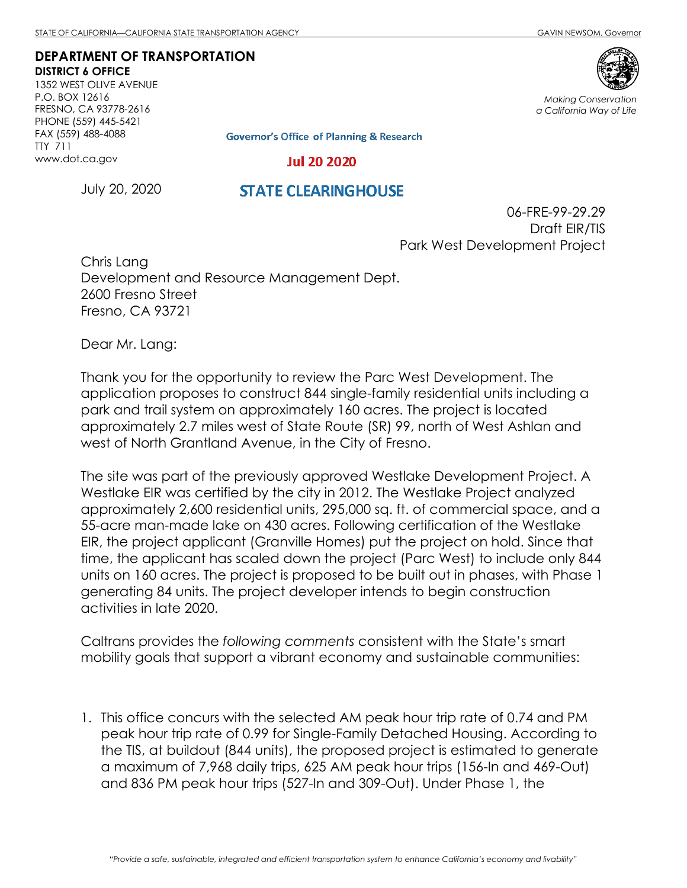STATE OF CALIFORNIA—CALIFORNIA STATE TRANSPORTATION AGENCY GAVIN NEWSOM, Governor

**DEPARTMENT OF TRANSPORTATION**
**DISTRICT 6 OFFICE**
1352 WEST OLIVE AVENUE
P.O. BOX 12616
FRESNO, CA 93778-2616
PHONE (559) 445-5421
FAX (559) 488-4088
TTY 711
www.dot.ca.gov

*Making Conservation a California Way of Life*

Governor's Office of Planning & Research

Jul 20 2020

STATE CLEARINGHOUSE

July 20, 2020

06-FRE-99-29.29
Draft EIR/TIS
Park West Development Project

Chris Lang
Development and Resource Management Dept.
2600 Fresno Street
Fresno, CA 93721

Dear Mr. Lang:

Thank you for the opportunity to review the Parc West Development. The application proposes to construct 844 single-family residential units including a park and trail system on approximately 160 acres. The project is located approximately 2.7 miles west of State Route (SR) 99, north of West Ashlan and west of North Grantland Avenue, in the City of Fresno.

The site was part of the previously approved Westlake Development Project. A Westlake EIR was certified by the city in 2012. The Westlake Project analyzed approximately 2,600 residential units, 295,000 sq. ft. of commercial space, and a 55-acre man-made lake on 430 acres. Following certification of the Westlake EIR, the project applicant (Granville Homes) put the project on hold. Since that time, the applicant has scaled down the project (Parc West) to include only 844 units on 160 acres. The project is proposed to be built out in phases, with Phase 1 generating 84 units. The project developer intends to begin construction activities in late 2020.

Caltrans provides the *following comments* consistent with the State's smart mobility goals that support a vibrant economy and sustainable communities:

1. This office concurs with the selected AM peak hour trip rate of 0.74 and PM peak hour trip rate of 0.99 for Single-Family Detached Housing. According to the TIS, at buildout (844 units), the proposed project is estimated to generate a maximum of 7,968 daily trips, 625 AM peak hour trips (156-In and 469-Out) and 836 PM peak hour trips (527-In and 309-Out). Under Phase 1, the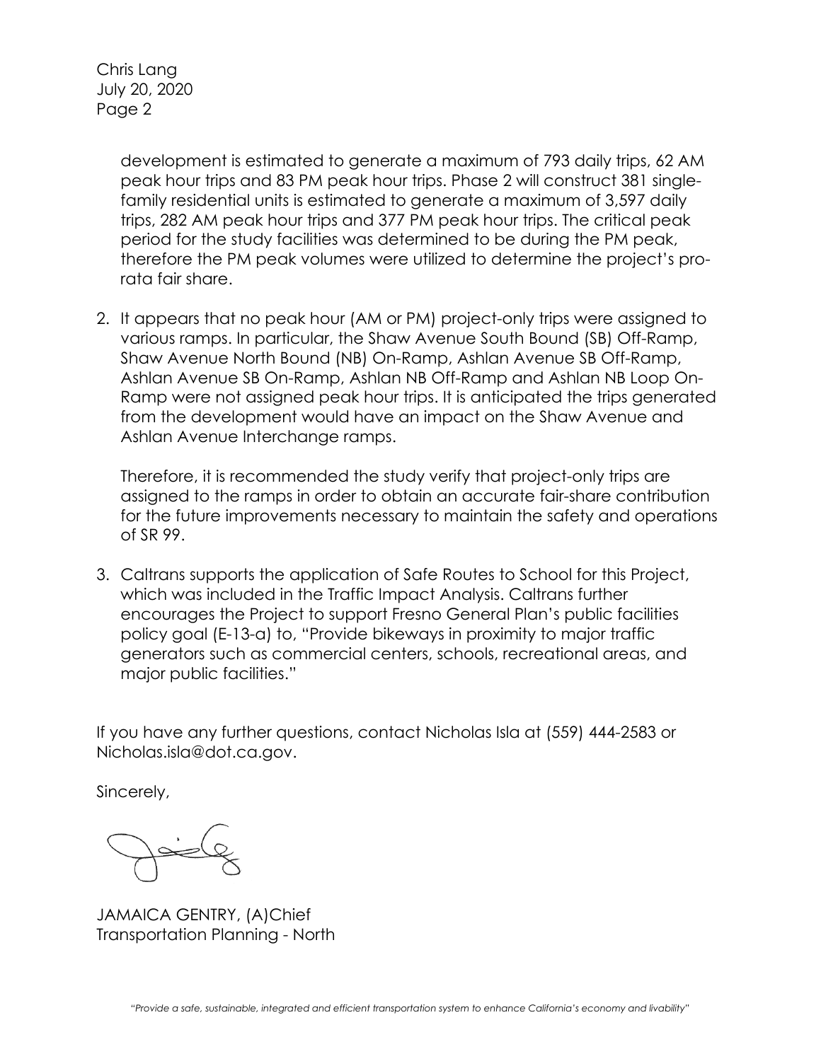development is estimated to generate a maximum of 793 daily trips, 62 AM peak hour trips and 83 PM peak hour trips. Phase 2 will construct 381 single-family residential units is estimated to generate a maximum of 3,597 daily trips, 282 AM peak hour trips and 377 PM peak hour trips. The critical peak period for the study facilities was determined to be during the PM peak, therefore the PM peak volumes were utilized to determine the project's pro-rata fair share.

2. It appears that no peak hour (AM or PM) project-only trips were assigned to various ramps. In particular, the Shaw Avenue South Bound (SB) Off-Ramp, Shaw Avenue North Bound (NB) On-Ramp, Ashlan Avenue SB Off-Ramp, Ashlan Avenue SB On-Ramp, Ashlan NB Off-Ramp and Ashlan NB Loop On-Ramp were not assigned peak hour trips. It is anticipated the trips generated from the development would have an impact on the Shaw Avenue and Ashlan Avenue Interchange ramps.

   Therefore, it is recommended the study verify that project-only trips are assigned to the ramps in order to obtain an accurate fair-share contribution for the future improvements necessary to maintain the safety and operations of SR 99.

3. Caltrans supports the application of Safe Routes to School for this Project, which was included in the Traffic Impact Analysis. Caltrans further encourages the Project to support Fresno General Plan's public facilities policy goal (E-13-a) to, "Provide bikeways in proximity to major traffic generators such as commercial centers, schools, recreational areas, and major public facilities."

If you have any further questions, contact Nicholas Isla at (559) 444-2583 or Nicholas.isla@dot.ca.gov.

Sincerely,

JAMAICA GENTRY, (A)Chief
Transportation Planning - North

*"Provide a safe, sustainable, integrated and efficient transportation system to enhance California's economy and livability"*